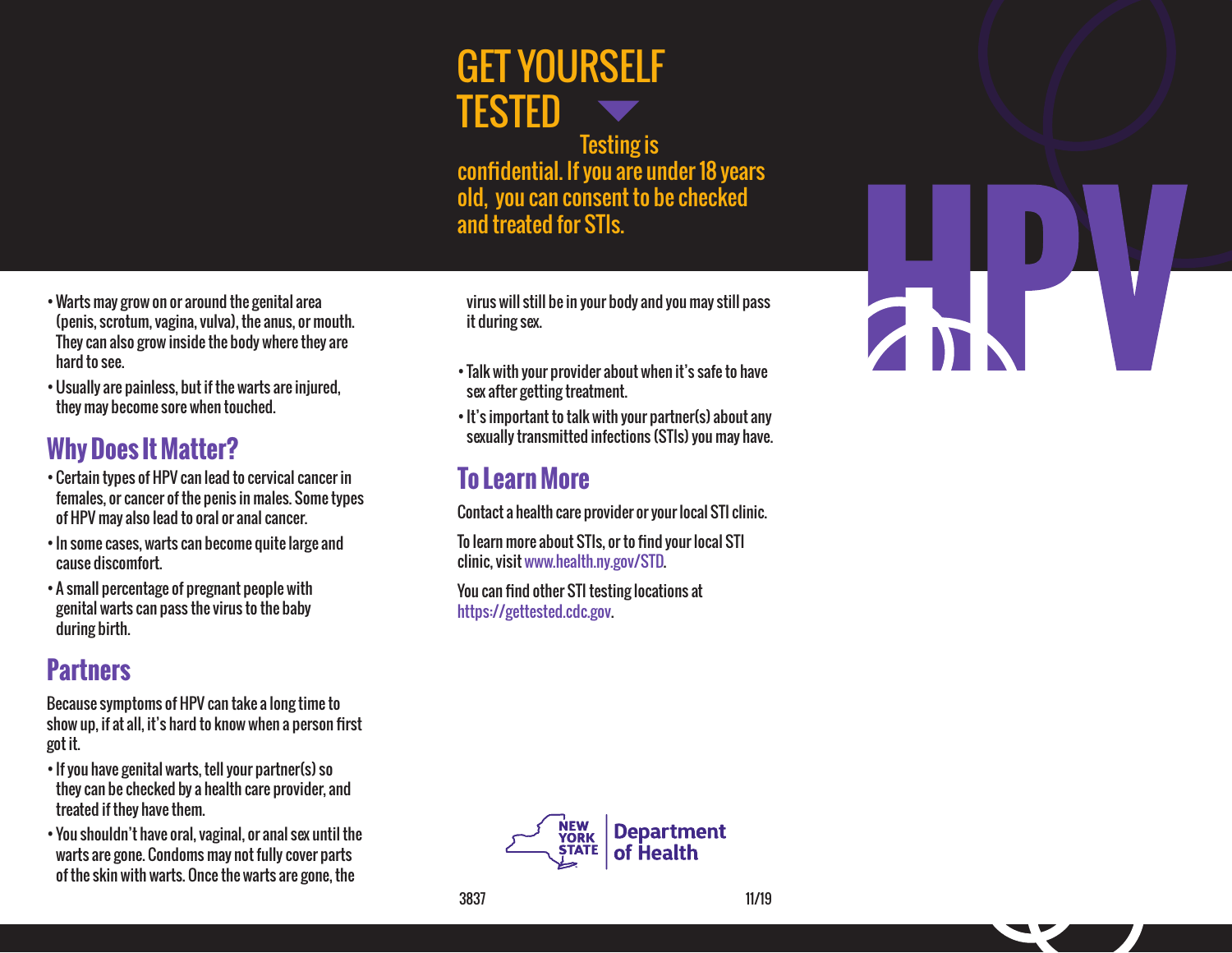- Warts may grow on or around the genital area (penis, scrotum, vagina, vulva), the anus, or mouth. They can also grow inside the body where they are hard to see.
- Usually are painless, but if the warts are injured, they may become sore when touched.

## Why Does It Matter?

- Certain types of HPV can lead to cervical cancer in females, or cancer of the penis in males. Some types of HPV may also lead to oral or anal cancer.
- In some cases, warts can become quite large and cause discomfort.
- A small percentage of pregnant people with genital warts can pass the virus to the baby during birth.

## Partners

Because symptoms of HPV can take a long time to show up, if at all, it's hard to know when a person first got it.

- If you have genital warts, tell your partner(s) so they can be checked by a health care provider, and treated if they have them.
- You shouldn't have oral, vaginal, or anal sex until the warts are gone. Condoms may not fully cover parts of the skin with warts. Once the warts are gone, the virus will still be in your body and you may still pass it during sex.
- Talk with your provider about when it's safe to have sex after getting treatment.
- It's important to talk with your partner(s) about any sexually transmitted infections (STIs) you may have.

## To Learn More

Contact a health care provider or your local STI clinic.

To learn more about STIs, or to find your local STI clinic, visit www.health.ny.gov/STD.

You can find other STI testing locations at https://gettested.cdc.gov.

NEW YORK STATE | Department of Health

3837 11/19

# GET YOURSELF TESTED

Testing is confidential. If you are under 18 years old, you can consent to be checked and treated for STIs.

# HPV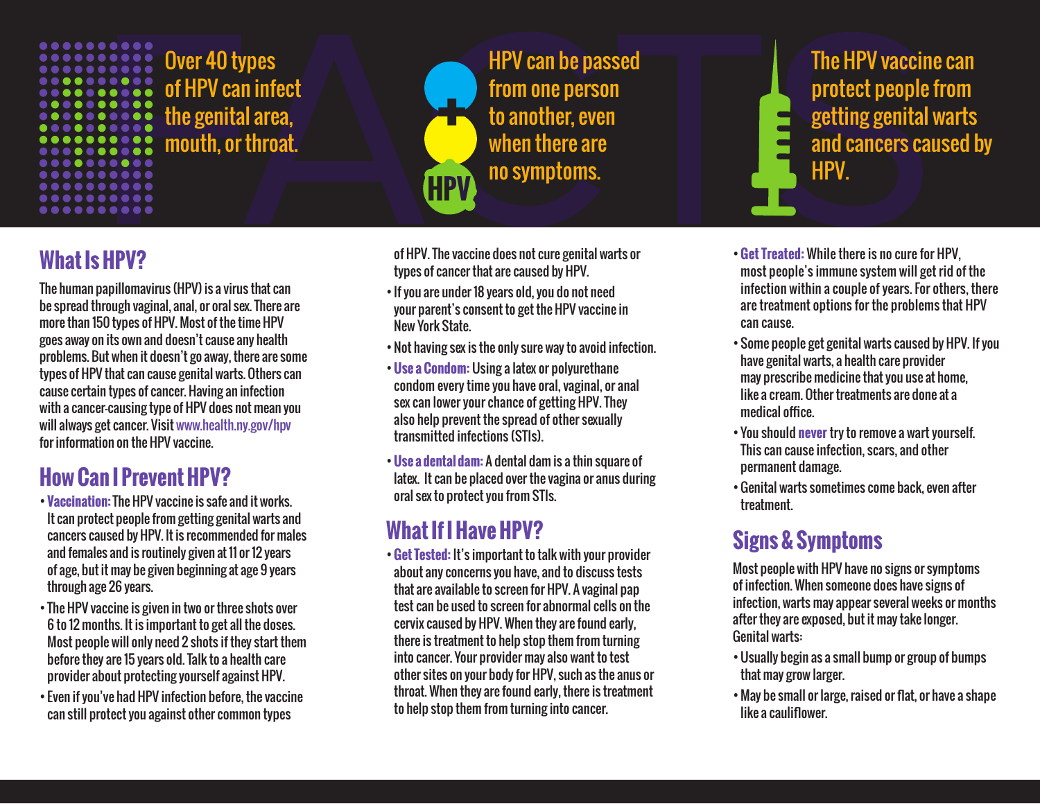Over 40 types of HPV can infect the genital area, mouth, or throat.

HPV can be passed from one person to another, even when there are no symptoms.

The HPV vaccine can protect people from getting genital warts and cancers caused by HPV.

## What Is HPV?

The human papillomavirus (HPV) is a virus that can be spread through vaginal, anal, or oral sex. There are more than 150 types of HPV. Most of the time HPV goes away on its own and doesn't cause any health problems. But when it doesn't go away, there are some types of HPV that can cause genital warts. Others can cause certain types of cancer. Having an infection with a cancer-causing type of HPV does not mean you will always get cancer. Visit www.health.ny.gov/hpv for information on the HPV vaccine.

## How Can I Prevent HPV?

- **Vaccination:** The HPV vaccine is safe and it works. It can protect people from getting genital warts and cancers caused by HPV. It is recommended for males and females and is routinely given at 11 or 12 years of age, but it may be given beginning at age 9 years through age 26 years.
- The HPV vaccine is given in two or three shots over 6 to 12 months. It is important to get all the doses. Most people will only need 2 shots if they start them before they are 15 years old. Talk to a health care provider about protecting yourself against HPV.
- Even if you've had HPV infection before, the vaccine can still protect you against other common types of HPV. The vaccine does not cure genital warts or types of cancer that are caused by HPV.
- If you are under 18 years old, you do not need your parent's consent to get the HPV vaccine in New York State.
- Not having sex is the only sure way to avoid infection.
- **Use a Condom:** Using a latex or polyurethane condom every time you have oral, vaginal, or anal sex can lower your chance of getting HPV. They also help prevent the spread of other sexually transmitted infections (STIs).
- **Use a dental dam:** A dental dam is a thin square of latex. It can be placed over the vagina or anus during oral sex to protect you from STIs.

## What If I Have HPV?

- **Get Tested:** It's important to talk with your provider about any concerns you have, and to discuss tests that are available to screen for HPV. A vaginal pap test can be used to screen for abnormal cells on the cervix caused by HPV. When they are found early, there is treatment to help stop them from turning into cancer. Your provider may also want to test other sites on your body for HPV, such as the anus or throat. When they are found early, there is treatment to help stop them from turning into cancer.
- **Get Treated:** While there is no cure for HPV, most people's immune system will get rid of the infection within a couple of years. For others, there are treatment options for the problems that HPV can cause.
- Some people get genital warts caused by HPV. If you have genital warts, a health care provider may prescribe medicine that you use at home, like a cream. Other treatments are done at a medical office.
- You should **never** try to remove a wart yourself. This can cause infection, scars, and other permanent damage.
- Genital warts sometimes come back, even after treatment.

## Signs & Symptoms

Most people with HPV have no signs or symptoms of infection. When someone does have signs of infection, warts may appear several weeks or months after they are exposed, but it may take longer. Genital warts:

- Usually begin as a small bump or group of bumps that may grow larger.
- May be small or large, raised or flat, or have a shape like a cauliflower.